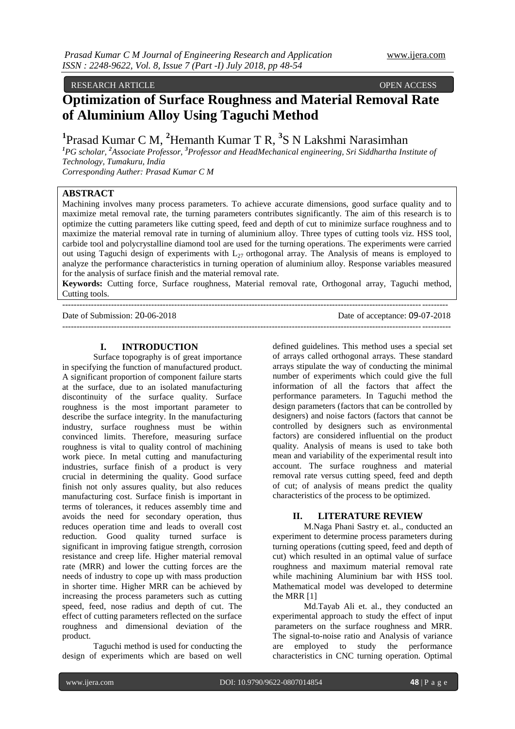RESEARCH ARTICLE OPEN ACCESS

# Optimization of Surface Roughness and Material Removal Rate of Aluminium Alloy Using Taguchi Method

[1]Prasad Kumar C M, [2]Hemanth Kumar T R, [3]S N Lakshmi Narasimhan

*[1]PG scholar, [2]Associate Professor, [3]Professor and HeadMechanical engineering, Sri Siddhartha Institute of Technology, Tumakuru, India*
*Corresponding Auther: Prasad Kumar C M*

## ABSTRACT

Machining involves many process parameters. To achieve accurate dimensions, good surface quality and to maximize metal removal rate, the turning parameters contributes significantly. The aim of this research is to optimize the cutting parameters like cutting speed, feed and depth of cut to minimize surface roughness and to maximize the material removal rate in turning of aluminium alloy. Three types of cutting tools viz. HSS tool, carbide tool and polycrystalline diamond tool are used for the turning operations. The experiments were carried out using Taguchi design of experiments with $L_{27}$ orthogonal array. The Analysis of means is employed to analyze the performance characteristics in turning operation of aluminium alloy. Response variables measured for the analysis of surface finish and the material removal rate.

**Keywords:** Cutting force, Surface roughness, Material removal rate, Orthogonal array, Taguchi method, Cutting tools.

Date of Submission: 20-06-2018 Date of acceptance: 09-07-2018

## I. INTRODUCTION

Surface topography is of great importance in specifying the function of manufactured product. A significant proportion of component failure starts at the surface, due to an isolated manufacturing discontinuity of the surface quality. Surface roughness is the most important parameter to describe the surface integrity. In the manufacturing industry, surface roughness must be within convinced limits. Therefore, measuring surface roughness is vital to quality control of machining work piece. In metal cutting and manufacturing industries, surface finish of a product is very crucial in determining the quality. Good surface finish not only assures quality, but also reduces manufacturing cost. Surface finish is important in terms of tolerances, it reduces assembly time and avoids the need for secondary operation, thus reduces operation time and leads to overall cost reduction. Good quality turned surface is significant in improving fatigue strength, corrosion resistance and creep life. Higher material removal rate (MRR) and lower the cutting forces are the needs of industry to cope up with mass production in shorter time. Higher MRR can be achieved by increasing the process parameters such as cutting speed, feed, nose radius and depth of cut. The effect of cutting parameters reflected on the surface roughness and dimensional deviation of the product.

Taguchi method is used for conducting the design of experiments which are based on well defined guidelines. This method uses a special set of arrays called orthogonal arrays. These standard arrays stipulate the way of conducting the minimal number of experiments which could give the full information of all the factors that affect the performance parameters. In Taguchi method the design parameters (factors that can be controlled by designers) and noise factors (factors that cannot be controlled by designers such as environmental factors) are considered influential on the product quality. Analysis of means is used to take both mean and variability of the experimental result into account. The surface roughness and material removal rate versus cutting speed, feed and depth of cut; of analysis of means predict the quality characteristics of the process to be optimized.

## II. LITERATURE REVIEW

M.Naga Phani Sastry et. al., conducted an experiment to determine process parameters during turning operations (cutting speed, feed and depth of cut) which resulted in an optimal value of surface roughness and maximum material removal rate while machining Aluminium bar with HSS tool. Mathematical model was developed to determine the MRR [1]

Md.Tayab Ali et. al., they conducted an experimental approach to study the effect of input parameters on the surface roughness and MRR. The signal-to-noise ratio and Analysis of variance are employed to study the performance characteristics in CNC turning operation. Optimal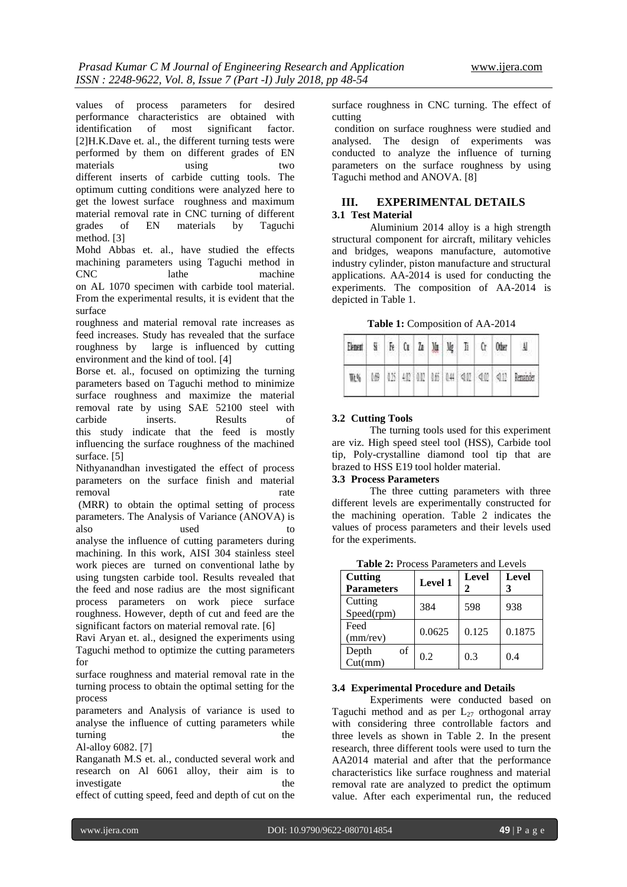values of process parameters for desired performance characteristics are obtained with identification of most significant factor. [2]H.K.Dave et. al., the different turning tests were performed by them on different grades of EN materials using two different inserts of carbide cutting tools. The optimum cutting conditions were analyzed here to get the lowest surface roughness and maximum material removal rate in CNC turning of different grades of EN materials by Taguchi method. [3]

Mohd Abbas et. al., have studied the effects machining parameters using Taguchi method in CNC lathe machine on AL 1070 specimen with carbide tool material. From the experimental results, it is evident that the surface roughness and material removal rate increases as feed increases. Study has revealed that the surface roughness by large is influenced by cutting environment and the kind of tool. [4]

Borse et. al., focused on optimizing the turning parameters based on Taguchi method to minimize surface roughness and maximize the material removal rate by using SAE 52100 steel with carbide inserts. Results of this study indicate that the feed is mostly influencing the surface roughness of the machined surface. [5]

Nithyanandhan investigated the effect of process parameters on the surface finish and material removal rate (MRR) to obtain the optimal setting of process parameters. The Analysis of Variance (ANOVA) is also used to analyse the influence of cutting parameters during machining. In this work, AISI 304 stainless steel work pieces are turned on conventional lathe by using tungsten carbide tool. Results revealed that the feed and nose radius are the most significant process parameters on work piece surface roughness. However, depth of cut and feed are the significant factors on material removal rate. [6]

Ravi Aryan et. al., designed the experiments using Taguchi method to optimize the cutting parameters for surface roughness and material removal rate in the turning process to obtain the optimal setting for the process parameters and Analysis of variance is used to analyse the influence of cutting parameters while turning the Al-alloy 6082. [7]

Ranganath M.S et. al., conducted several work and research on Al 6061 alloy, their aim is to investigate the effect of cutting speed, feed and depth of cut on the surface roughness in CNC turning. The effect of cutting condition on surface roughness were studied and analysed. The design of experiments was conducted to analyze the influence of turning parameters on the surface roughness by using Taguchi method and ANOVA. [8]

## III. EXPERIMENTAL DETAILS

### 3.1 Test Material

Aluminium 2014 alloy is a high strength structural component for aircraft, military vehicles and bridges, weapons manufacture, automotive industry cylinder, piston manufacture and structural applications. AA-2014 is used for conducting the experiments. The composition of AA-2014 is depicted in Table 1.

**Table 1:** Composition of AA-2014

| Element | Si | Fe | Cu | Zn | Mn | Mg | Ti | Cr | Other | Al |
|---|---|---|---|---|---|---|---|---|---|---|
| Wt.% | 0.69 | 0.25 | 4.02 | 0.02 | 0.65 | 0.44 | <0.02 | <0.02 | <0.12 | Remainder |

### 3.2 Cutting Tools

The turning tools used for this experiment are viz. High speed steel tool (HSS), Carbide tool tip, Poly-crystalline diamond tool tip that are brazed to HSS E19 tool holder material.

### 3.3 Process Parameters

The three cutting parameters with three different levels are experimentally constructed for the machining operation. Table 2 indicates the values of process parameters and their levels used for the experiments.

**Table 2:** Process Parameters and Levels

| Cutting Parameters | Level 1 | Level 2 | Level 3 |
|---|---|---|---|
| Cutting Speed(rpm) | 384 | 598 | 938 |
| Feed (mm/rev) | 0.0625 | 0.125 | 0.1875 |
| Depth of Cut(mm) | 0.2 | 0.3 | 0.4 |

### 3.4 Experimental Procedure and Details

Experiments were conducted based on Taguchi method and as per $L_{27}$ orthogonal array with considering three controllable factors and three levels as shown in Table 2. In the present research, three different tools were used to turn the AA2014 material and after that the performance characteristics like surface roughness and material removal rate are analyzed to predict the optimum value. After each experimental run, the reduced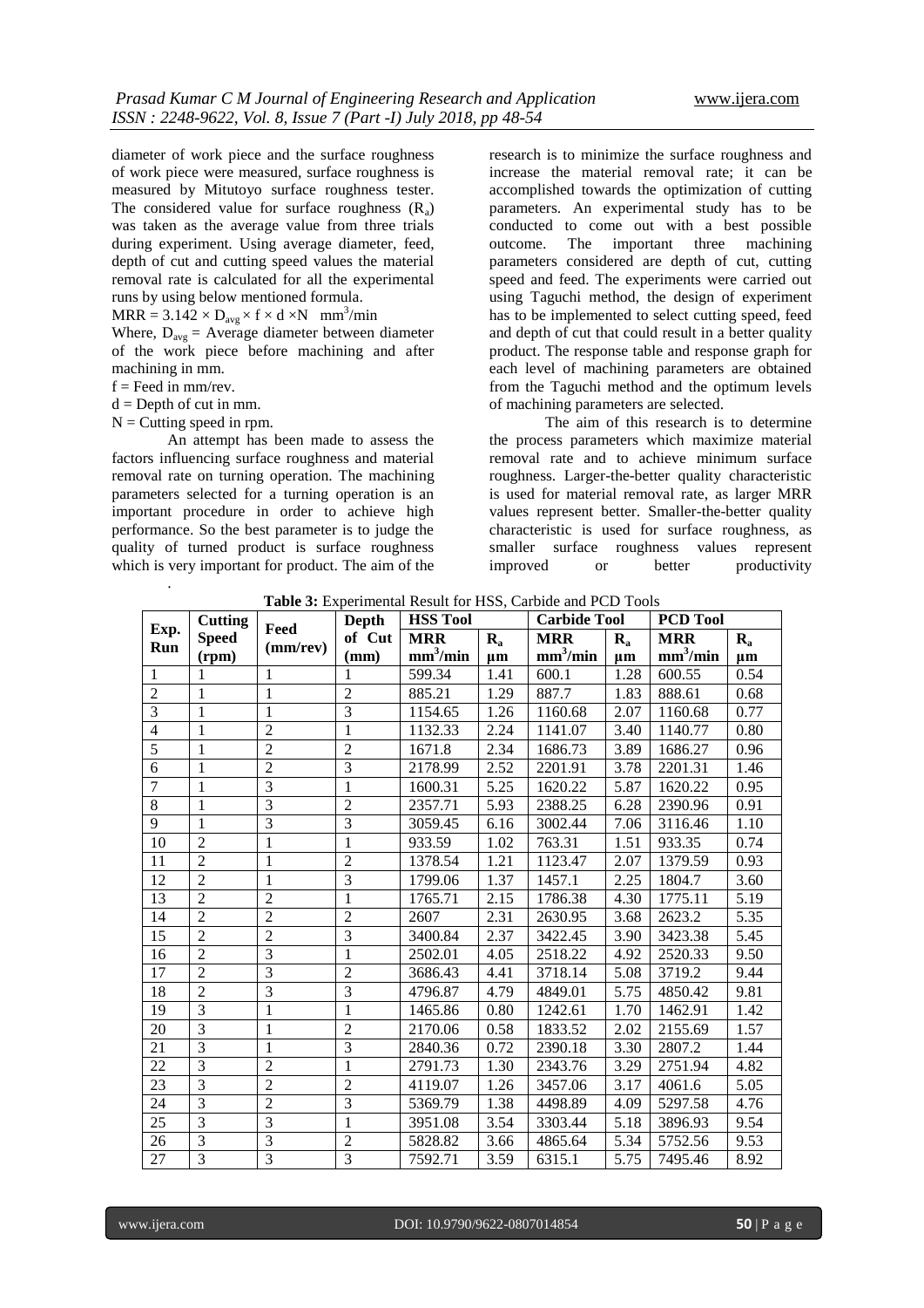diameter of work piece and the surface roughness of work piece were measured, surface roughness is measured by Mitutoyo surface roughness tester. The considered value for surface roughness ($R_a$) was taken as the average value from three trials during experiment. Using average diameter, feed, depth of cut and cutting speed values the material removal rate is calculated for all the experimental runs by using below mentioned formula.

$MRR = 3.142 \times D_{avg} \times f \times d \times N \quad mm^3/min$

Where, $D_{avg}$ = Average diameter between diameter of the work piece before machining and after machining in mm.

f = Feed in mm/rev.

d = Depth of cut in mm.

N = Cutting speed in rpm.

An attempt has been made to assess the factors influencing surface roughness and material removal rate on turning operation. The machining parameters selected for a turning operation is an important procedure in order to achieve high performance. So the best parameter is to judge the quality of turned product is surface roughness which is very important for product. The aim of the research is to minimize the surface roughness and increase the material removal rate; it can be accomplished towards the optimization of cutting parameters. An experimental study has to be conducted to come out with a best possible outcome. The important three machining parameters considered are depth of cut, cutting speed and feed. The experiments were carried out using Taguchi method, the design of experiment has to be implemented to select cutting speed, feed and depth of cut that could result in a better quality product. The response table and response graph for each level of machining parameters are obtained from the Taguchi method and the optimum levels of machining parameters are selected.

The aim of this research is to determine the process parameters which maximize material removal rate and to achieve minimum surface roughness. Larger-the-better quality characteristic is used for material removal rate, as larger MRR values represent better. Smaller-the-better quality characteristic is used for surface roughness, as smaller surface roughness values represent improved or better productivity

**Table 3:** Experimental Result for HSS, Carbide and PCD Tools

| Exp. Run | Cutting Speed (rpm) | Feed (mm/rev) | Depth of Cut (mm) | HSS Tool | | Carbide Tool | | PCD Tool | |
|---|---|---|---|---|---|---|---|---|---|
| | | | | MRR $mm^3/min$ | $R_a$ µm | MRR $mm^3/min$ | $R_a$ µm | MRR $mm^3/min$ | $R_a$ µm |
| 1 | 1 | 1 | 1 | 599.34 | 1.41 | 600.1 | 1.28 | 600.55 | 0.54 |
| 2 | 1 | 1 | 2 | 885.21 | 1.29 | 887.7 | 1.83 | 888.61 | 0.68 |
| 3 | 1 | 1 | 3 | 1154.65 | 1.26 | 1160.68 | 2.07 | 1160.68 | 0.77 |
| 4 | 1 | 2 | 1 | 1132.33 | 2.24 | 1141.07 | 3.40 | 1140.77 | 0.80 |
| 5 | 1 | 2 | 2 | 1671.8 | 2.34 | 1686.73 | 3.89 | 1686.27 | 0.96 |
| 6 | 1 | 2 | 3 | 2178.99 | 2.52 | 2201.91 | 3.78 | 2201.31 | 1.46 |
| 7 | 1 | 3 | 1 | 1600.31 | 5.25 | 1620.22 | 5.87 | 1620.22 | 0.95 |
| 8 | 1 | 3 | 2 | 2357.71 | 5.93 | 2388.25 | 6.28 | 2390.96 | 0.91 |
| 9 | 1 | 3 | 3 | 3059.45 | 6.16 | 3002.44 | 7.06 | 3116.46 | 1.10 |
| 10 | 2 | 1 | 1 | 933.59 | 1.02 | 763.31 | 1.51 | 933.35 | 0.74 |
| 11 | 2 | 1 | 2 | 1378.54 | 1.21 | 1123.47 | 2.07 | 1379.59 | 0.93 |
| 12 | 2 | 1 | 3 | 1799.06 | 1.37 | 1457.1 | 2.25 | 1804.7 | 3.60 |
| 13 | 2 | 2 | 1 | 1765.71 | 2.15 | 1786.38 | 4.30 | 1775.11 | 5.19 |
| 14 | 2 | 2 | 2 | 2607 | 2.31 | 2630.95 | 3.68 | 2623.2 | 5.35 |
| 15 | 2 | 2 | 3 | 3400.84 | 2.37 | 3422.45 | 3.90 | 3423.38 | 5.45 |
| 16 | 2 | 3 | 1 | 2502.01 | 4.05 | 2518.22 | 4.92 | 2520.33 | 9.50 |
| 17 | 2 | 3 | 2 | 3686.43 | 4.41 | 3718.14 | 5.08 | 3719.2 | 9.44 |
| 18 | 2 | 3 | 3 | 4796.87 | 4.79 | 4849.01 | 5.75 | 4850.42 | 9.81 |
| 19 | 3 | 1 | 1 | 1465.86 | 0.80 | 1242.61 | 1.70 | 1462.91 | 1.42 |
| 20 | 3 | 1 | 2 | 2170.06 | 0.58 | 1833.52 | 2.02 | 2155.69 | 1.57 |
| 21 | 3 | 1 | 3 | 2840.36 | 0.72 | 2390.18 | 3.30 | 2807.2 | 1.44 |
| 22 | 3 | 2 | 1 | 2791.73 | 1.30 | 2343.76 | 3.29 | 2751.94 | 4.82 |
| 23 | 3 | 2 | 2 | 4119.07 | 1.26 | 3457.06 | 3.17 | 4061.6 | 5.05 |
| 24 | 3 | 2 | 3 | 5369.79 | 1.38 | 4498.89 | 4.09 | 5297.58 | 4.76 |
| 25 | 3 | 3 | 1 | 3951.08 | 3.54 | 3303.44 | 5.18 | 3896.93 | 9.54 |
| 26 | 3 | 3 | 2 | 5828.82 | 3.66 | 4865.64 | 5.34 | 5752.56 | 9.53 |
| 27 | 3 | 3 | 3 | 7592.71 | 3.59 | 6315.1 | 5.75 | 7495.46 | 8.92 |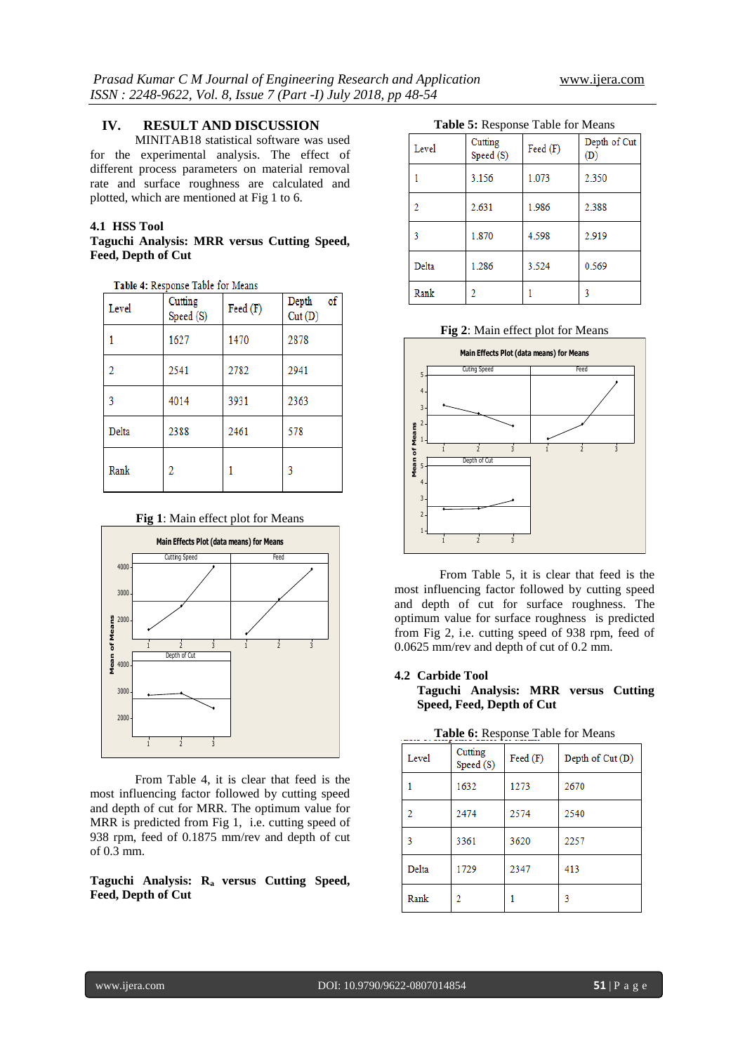## IV. RESULT AND DISCUSSION

MINITAB18 statistical software was used for the experimental analysis. The effect of different process parameters on material removal rate and surface roughness are calculated and plotted, which are mentioned at Fig 1 to 6.

### 4.1 HSS Tool

**Taguchi Analysis: MRR versus Cutting Speed, Feed, Depth of Cut**

**Table 4:** Response Table for Means

| Level | Cutting Speed (S) | Feed (F) | Depth of Cut (D) |
|---|---|---|---|
| 1 | 1627 | 1470 | 2878 |
| 2 | 2541 | 2782 | 2941 |
| 3 | 4014 | 3931 | 2363 |
| Delta | 2388 | 2461 | 578 |
| Rank | 2 | 1 | 3 |

**Fig 1**: Main effect plot for Means

From Table 4, it is clear that feed is the most influencing factor followed by cutting speed and depth of cut for MRR. The optimum value for MRR is predicted from Fig 1, i.e. cutting speed of 938 rpm, feed of 0.1875 mm/rev and depth of cut of 0.3 mm.

**Taguchi Analysis: $R_a$ versus Cutting Speed, Feed, Depth of Cut**

**Table 5:** Response Table for Means

| Level | Cutting Speed (S) | Feed (F) | Depth of Cut (D) |
|---|---|---|---|
| 1 | 3.156 | 1.073 | 2.350 |
| 2 | 2.631 | 1.986 | 2.388 |
| 3 | 1.870 | 4.598 | 2.919 |
| Delta | 1.286 | 3.524 | 0.569 |
| Rank | 2 | 1 | 3 |

**Fig 2**: Main effect plot for Means

From Table 5, it is clear that feed is the most influencing factor followed by cutting speed and depth of cut for surface roughness. The optimum value for surface roughness is predicted from Fig 2, i.e. cutting speed of 938 rpm, feed of 0.0625 mm/rev and depth of cut of 0.2 mm.

### 4.2 Carbide Tool

**Taguchi Analysis: MRR versus Cutting Speed, Feed, Depth of Cut**

**Table 6:** Response Table for Means

| Level | Cutting Speed (S) | Feed (F) | Depth of Cut (D) |
|---|---|---|---|
| 1 | 1632 | 1273 | 2670 |
| 2 | 2474 | 2574 | 2540 |
| 3 | 3361 | 3620 | 2257 |
| Delta | 1729 | 2347 | 413 |
| Rank | 2 | 1 | 3 |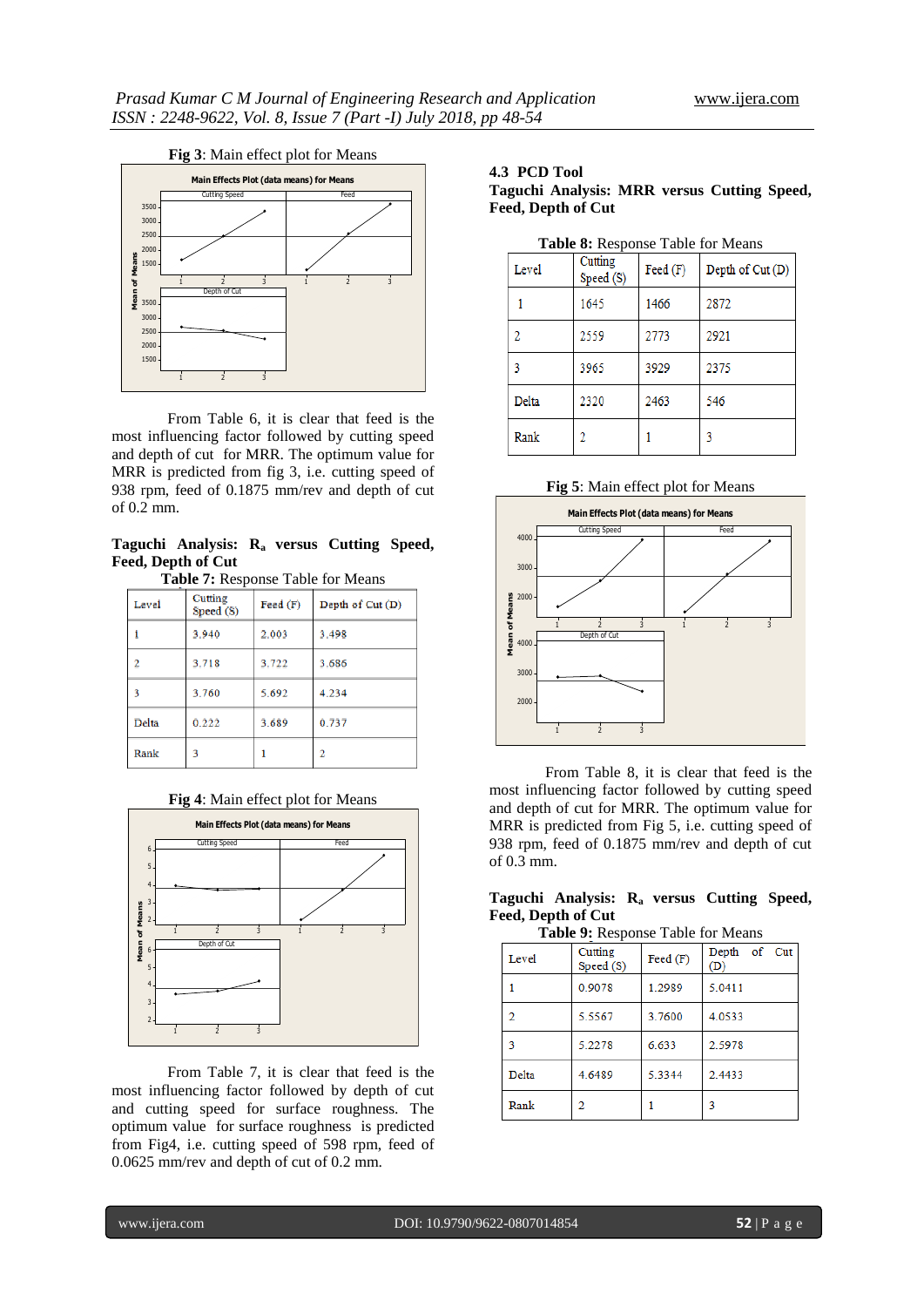**Fig 3**: Main effect plot for Means

From Table 6, it is clear that feed is the most influencing factor followed by cutting speed and depth of cut for MRR. The optimum value for MRR is predicted from fig 3, i.e. cutting speed of 938 rpm, feed of 0.1875 mm/rev and depth of cut of 0.2 mm.

**Taguchi Analysis: $R_a$ versus Cutting Speed, Feed, Depth of Cut**

**Table 7:** Response Table for Means

| Level | Cutting Speed (S) | Feed (F) | Depth of Cut (D) |
|---|---|---|---|
| 1 | 3.940 | 2.003 | 3.498 |
| 2 | 3.718 | 3.722 | 3.686 |
| 3 | 3.760 | 5.692 | 4.234 |
| Delta | 0.222 | 3.689 | 0.737 |
| Rank | 3 | 1 | 2 |

**Fig 4**: Main effect plot for Means

From Table 7, it is clear that feed is the most influencing factor followed by depth of cut and cutting speed for surface roughness. The optimum value for surface roughness is predicted from Fig4, i.e. cutting speed of 598 rpm, feed of 0.0625 mm/rev and depth of cut of 0.2 mm.

### 4.3 PCD Tool

**Taguchi Analysis: MRR versus Cutting Speed, Feed, Depth of Cut**

**Table 8:** Response Table for Means

| Level | Cutting Speed (S) | Feed (F) | Depth of Cut (D) |
|---|---|---|---|
| 1 | 1645 | 1466 | 2872 |
| 2 | 2559 | 2773 | 2921 |
| 3 | 3965 | 3929 | 2375 |
| Delta | 2320 | 2463 | 546 |
| Rank | 2 | 1 | 3 |

**Fig 5**: Main effect plot for Means

From Table 8, it is clear that feed is the most influencing factor followed by cutting speed and depth of cut for MRR. The optimum value for MRR is predicted from Fig 5, i.e. cutting speed of 938 rpm, feed of 0.1875 mm/rev and depth of cut of 0.3 mm.

**Taguchi Analysis: $R_a$ versus Cutting Speed, Feed, Depth of Cut**

**Table 9:** Response Table for Means

| Level | Cutting Speed (S) | Feed (F) | Depth of Cut (D) |
|---|---|---|---|
| 1 | 0.9078 | 1.2989 | 5.0411 |
| 2 | 5.5567 | 3.7600 | 4.0533 |
| 3 | 5.2278 | 6.633 | 2.5978 |
| Delta | 4.6489 | 5.3344 | 2.4433 |
| Rank | 2 | 1 | 3 |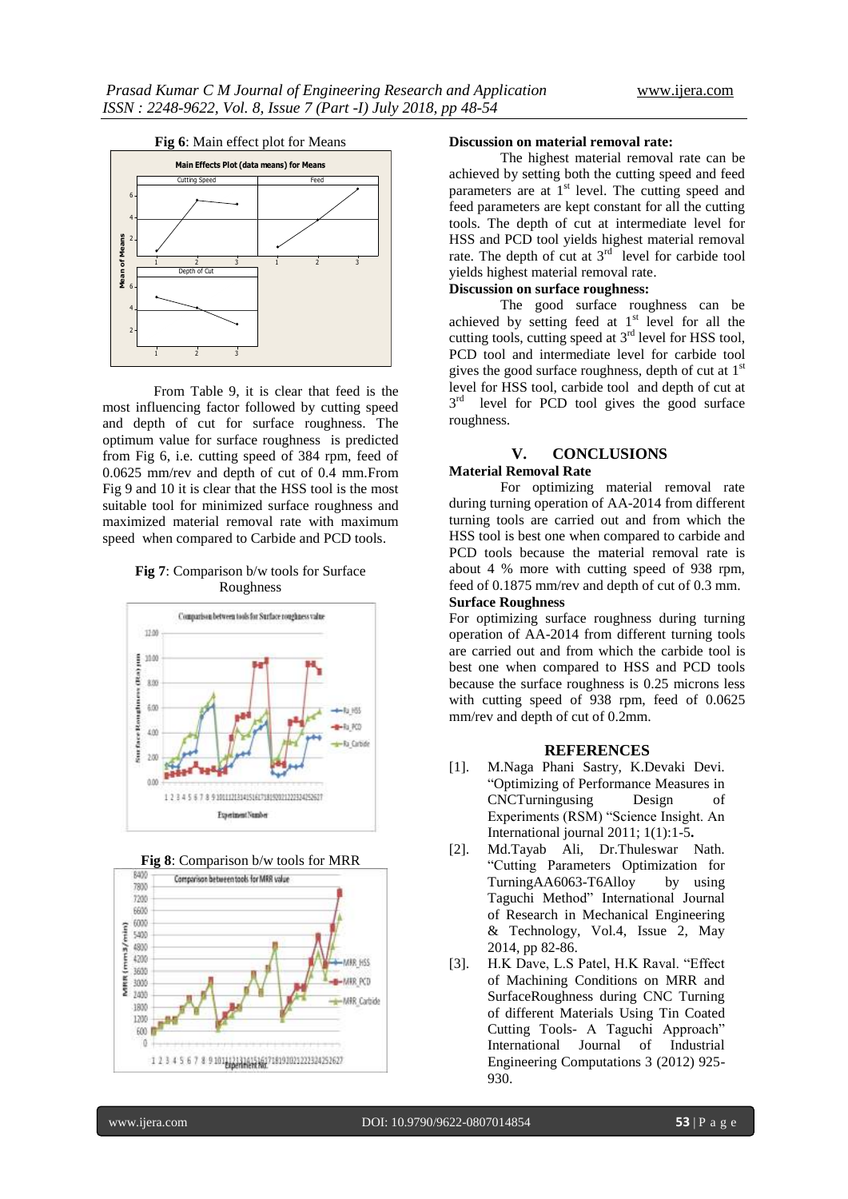**Fig 6**: Main effect plot for Means

From Table 9, it is clear that feed is the most influencing factor followed by cutting speed and depth of cut for surface roughness. The optimum value for surface roughness is predicted from Fig 6, i.e. cutting speed of 384 rpm, feed of 0.0625 mm/rev and depth of cut of 0.4 mm.From Fig 9 and 10 it is clear that the HSS tool is the most suitable tool for minimized surface roughness and maximized material removal rate with maximum speed when compared to Carbide and PCD tools.

**Fig 7**: Comparison b/w tools for Surface Roughness

**Fig 8**: Comparison b/w tools for MRR

**Discussion on material removal rate:**

The highest material removal rate can be achieved by setting both the cutting speed and feed parameters are at 1st level. The cutting speed and feed parameters are kept constant for all the cutting tools. The depth of cut at intermediate level for HSS and PCD tool yields highest material removal rate. The depth of cut at 3rd level for carbide tool yields highest material removal rate.

**Discussion on surface roughness:**

The good surface roughness can be achieved by setting feed at 1st level for all the cutting tools, cutting speed at 3rd level for HSS tool, PCD tool and intermediate level for carbide tool gives the good surface roughness, depth of cut at 1st level for HSS tool, carbide tool and depth of cut at 3rd level for PCD tool gives the good surface roughness.

## V. CONCLUSIONS

**Material Removal Rate**

For optimizing material removal rate during turning operation of AA-2014 from different turning tools are carried out and from which the HSS tool is best one when compared to carbide and PCD tools because the material removal rate is about 4 % more with cutting speed of 938 rpm, feed of 0.1875 mm/rev and depth of cut of 0.3 mm.

**Surface Roughness**

For optimizing surface roughness during turning operation of AA-2014 from different turning tools are carried out and from which the carbide tool is best one when compared to HSS and PCD tools because the surface roughness is 0.25 microns less with cutting speed of 938 rpm, feed of 0.0625 mm/rev and depth of cut of 0.2mm.

## REFERENCES

[1]. M.Naga Phani Sastry, K.Devaki Devi. "Optimizing of Performance Measures in CNCTurningusing Design of Experiments (RSM) "Science Insight. An International journal 2011; 1(1):1-5**.**

[2]. Md.Tayab Ali, Dr.Thuleswar Nath. "Cutting Parameters Optimization for TurningAA6063-T6Alloy by using Taguchi Method" International Journal of Research in Mechanical Engineering & Technology, Vol.4, Issue 2, May 2014, pp 82-86.

[3]. H.K Dave, L.S Patel, H.K Raval. "Effect of Machining Conditions on MRR and SurfaceRoughness during CNC Turning of different Materials Using Tin Coated Cutting Tools- A Taguchi Approach" International Journal of Industrial Engineering Computations 3 (2012) 925-930.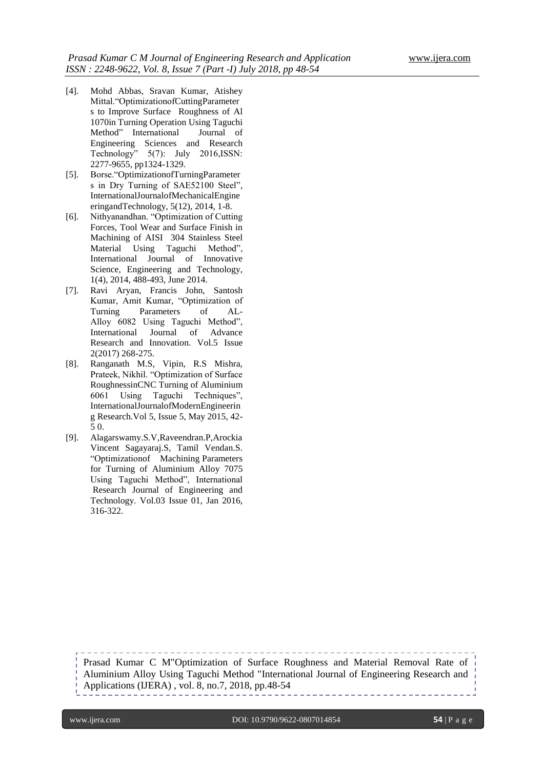[4]. Mohd Abbas, Sravan Kumar, Atishey Mittal."OptimizationofCuttingParameters to Improve Surface Roughness of Al 1070in Turning Operation Using Taguchi Method" International Journal of Engineering Sciences and Research Technology" 5(7): July 2016,ISSN: 2277-9655, pp1324-1329.

[5]. Borse."OptimizationofTurningParameters in Dry Turning of SAE52100 Steel", InternationalJournalofMechanicalEngineeringandTechnology, 5(12), 2014, 1-8.

[6]. Nithyanandhan. "Optimization of Cutting Forces, Tool Wear and Surface Finish in Machining of AISI 304 Stainless Steel Material Using Taguchi Method", International Journal of Innovative Science, Engineering and Technology, 1(4), 2014, 488-493, June 2014.

[7]. Ravi Aryan, Francis John, Santosh Kumar, Amit Kumar, "Optimization of Turning Parameters of AL-Alloy 6082 Using Taguchi Method", International Journal of Advance Research and Innovation. Vol.5 Issue 2(2017) 268-275.

[8]. Ranganath M.S, Vipin, R.S Mishra, Prateek, Nikhil. "Optimization of Surface RoughnessinCNC Turning of Aluminium 6061 Using Taguchi Techniques", InternationalJournalofModernEngineering Research.Vol 5, Issue 5, May 2015, 42-5 0.

[9]. Alagarswamy.S.V,Raveendran.P,Arockia Vincent Sagayaraj.S, Tamil Vendan.S. "Optimizationof Machining Parameters for Turning of Aluminium Alloy 7075 Using Taguchi Method", International Research Journal of Engineering and Technology. Vol.03 Issue 01, Jan 2016, 316-322.

Prasad Kumar C M"Optimization of Surface Roughness and Material Removal Rate of Aluminium Alloy Using Taguchi Method "International Journal of Engineering Research and Applications (IJERA) , vol. 8, no.7, 2018, pp.48-54